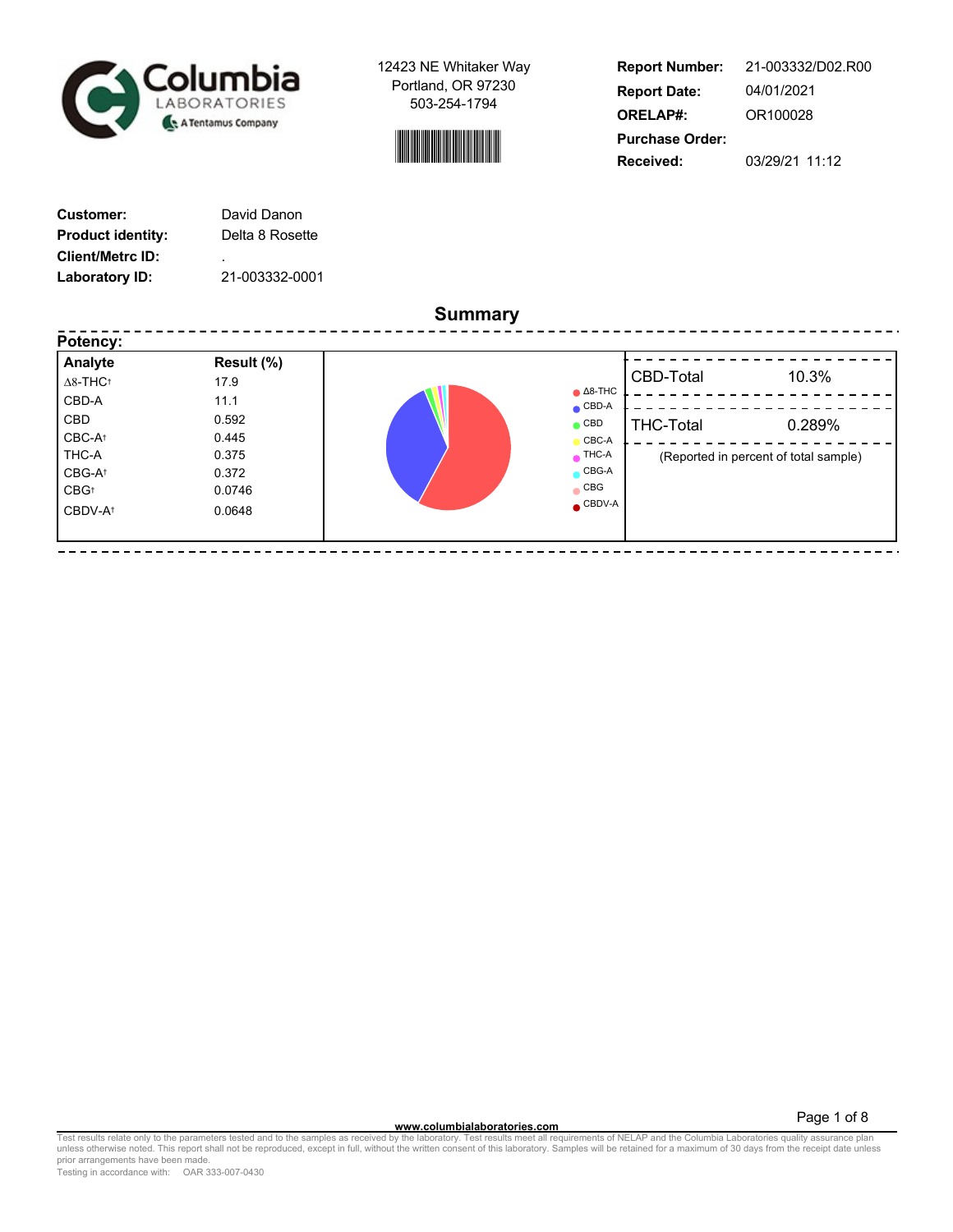Columbia LABORATORIES
A Tentamus Company

12423 NE Whitaker Way
Portland, OR 97230
503-254-1794

**Report Number:** 21-003332/D02.R00
**Report Date:** 04/01/2021
**ORELAP#:** OR100028
**Purchase Order:**
**Received:** 03/29/21 11:12

**Customer:** David Danon
**Product identity:** Delta 8 Rosette
**Client/Metrc ID:** .
**Laboratory ID:** 21-003332-0001

## Summary

**Potency:**

| Analyte | Result (%) |
|---|---|
| Δ8-THC† | 17.9 |
| CBD-A | 11.1 |
| CBD | 0.592 |
| CBC-A† | 0.445 |
| THC-A | 0.375 |
| CBG-A† | 0.372 |
| CBG† | 0.0746 |
| CBDV-A† | 0.0648 |

| | |
|---|---|
| CBD-Total | 10.3% |
| THC-Total | 0.289% |

(Reported in percent of total sample)

www.columbialaboratories.com

Test results relate only to the parameters tested and to the samples as received by the laboratory. Test results meet all requirements of NELAP and the Columbia Laboratories quality assurance plan unless otherwise noted. This report shall not be reproduced, except in full, without the written consent of this laboratory. Samples will be retained for a maximum of 30 days from the receipt date unless prior arrangements have been made.
Testing in accordance with: OAR 333-007-0430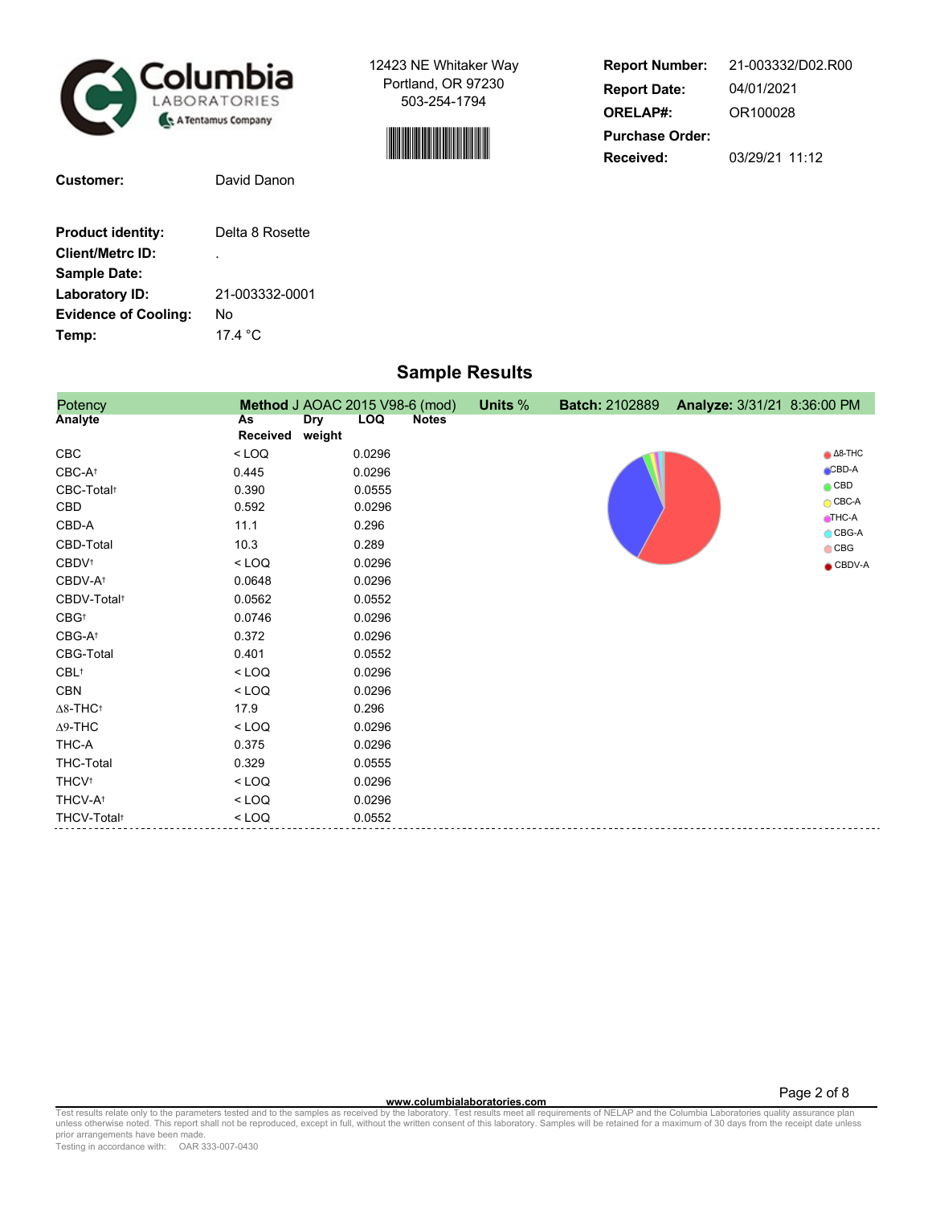Columbia LABORATORIES
A Tentamus Company

12423 NE Whitaker Way
Portland, OR 97230
503-254-1794

| | |
|---|---|
| **Report Number:** | 21-003332/D02.R00 |
| **Report Date:** | 04/01/2021 |
| **ORELAP#:** | OR100028 |
| **Purchase Order:** | |
| **Received:** | 03/29/21 11:12 |

**Customer:** David Danon

| | |
|---|---|
| **Product identity:** | Delta 8 Rosette |
| **Client/Metrc ID:** | . |
| **Sample Date:** | |
| **Laboratory ID:** | 21-003332-0001 |
| **Evidence of Cooling:** | No |
| **Temp:** | 17.4 °C |

## Sample Results

**Potency** — **Method** J AOAC 2015 V98-6 (mod) — **Units** % — **Batch:** 2102889 — **Analyze:** 3/31/21 8:36:00 PM

| Analyte | As Received | Dry weight | LOQ | Notes |
|---|---|---|---|---|
| CBC | < LOQ | | 0.0296 | |
| CBC-A† | 0.445 | | 0.0296 | |
| CBC-Total† | 0.390 | | 0.0555 | |
| CBD | 0.592 | | 0.0296 | |
| CBD-A | 11.1 | | 0.296 | |
| CBD-Total | 10.3 | | 0.289 | |
| CBDV† | < LOQ | | 0.0296 | |
| CBDV-A† | 0.0648 | | 0.0296 | |
| CBDV-Total† | 0.0562 | | 0.0552 | |
| CBG† | 0.0746 | | 0.0296 | |
| CBG-A† | 0.372 | | 0.0296 | |
| CBG-Total | 0.401 | | 0.0552 | |
| CBL† | < LOQ | | 0.0296 | |
| CBN | < LOQ | | 0.0296 | |
| Δ8-THC† | 17.9 | | 0.296 | |
| Δ9-THC | < LOQ | | 0.0296 | |
| THC-A | 0.375 | | 0.0296 | |
| THC-Total | 0.329 | | 0.0555 | |
| THCV† | < LOQ | | 0.0296 | |
| THCV-A† | < LOQ | | 0.0296 | |
| THCV-Total† | < LOQ | | 0.0552 | |

Chart legend: Δ8-THC, CBD-A, CBD, CBC-A, THC-A, CBG-A, CBG, CBDV-A

www.columbialaboratories.com

Test results relate only to the parameters tested and to the samples as received by the laboratory. Test results meet all requirements of NELAP and the Columbia Laboratories quality assurance plan unless otherwise noted. This report shall not be reproduced, except in full, without the written consent of this laboratory. Samples will be retained for a maximum of 30 days from the receipt date unless prior arrangements have been made.
Testing in accordance with: OAR 333-007-0430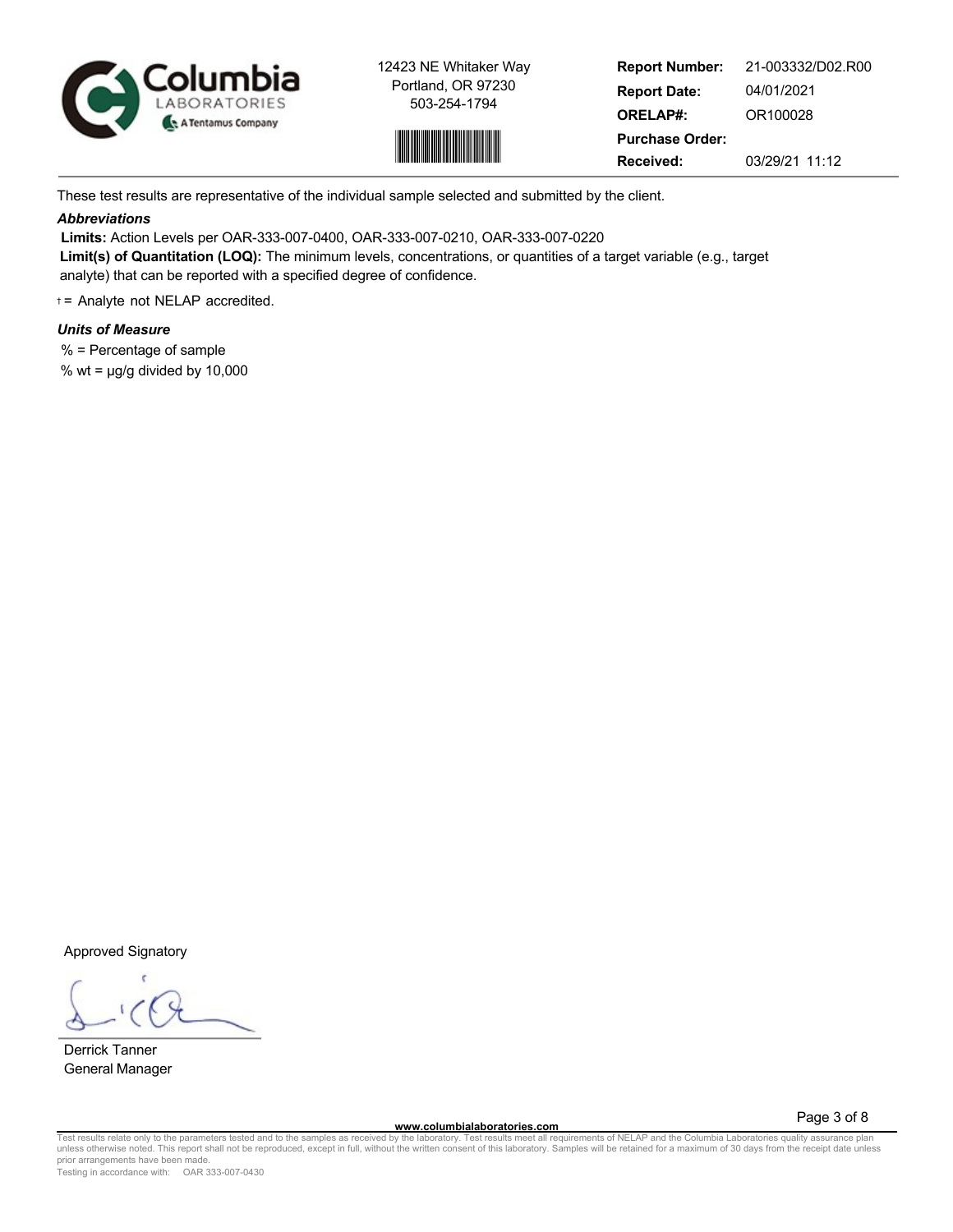12423 NE Whitaker Way
Portland, OR 97230
503-254-1794

| | |
|---|---|
| **Report Number:** | 21-003332/D02.R00 |
| **Report Date:** | 04/01/2021 |
| **ORELAP#:** | OR100028 |
| **Purchase Order:** | |
| **Received:** | 03/29/21 11:12 |

These test results are representative of the individual sample selected and submitted by the client.

***Abbreviations***

**Limits:** Action Levels per OAR-333-007-0400, OAR-333-007-0210, OAR-333-007-0220

**Limit(s) of Quantitation (LOQ):** The minimum levels, concentrations, or quantities of a target variable (e.g., target analyte) that can be reported with a specified degree of confidence.

† = Analyte not NELAP accredited.

***Units of Measure***

% = Percentage of sample

% wt = μg/g divided by 10,000

Approved Signatory

Derrick Tanner
General Manager

www.columbialaboratories.com

Test results relate only to the parameters tested and to the samples as received by the laboratory. Test results meet all requirements of NELAP and the Columbia Laboratories quality assurance plan unless otherwise noted. This report shall not be reproduced, except in full, without the written consent of this laboratory. Samples will be retained for a maximum of 30 days from the receipt date unless prior arrangements have been made.

Testing in accordance with: OAR 333-007-0430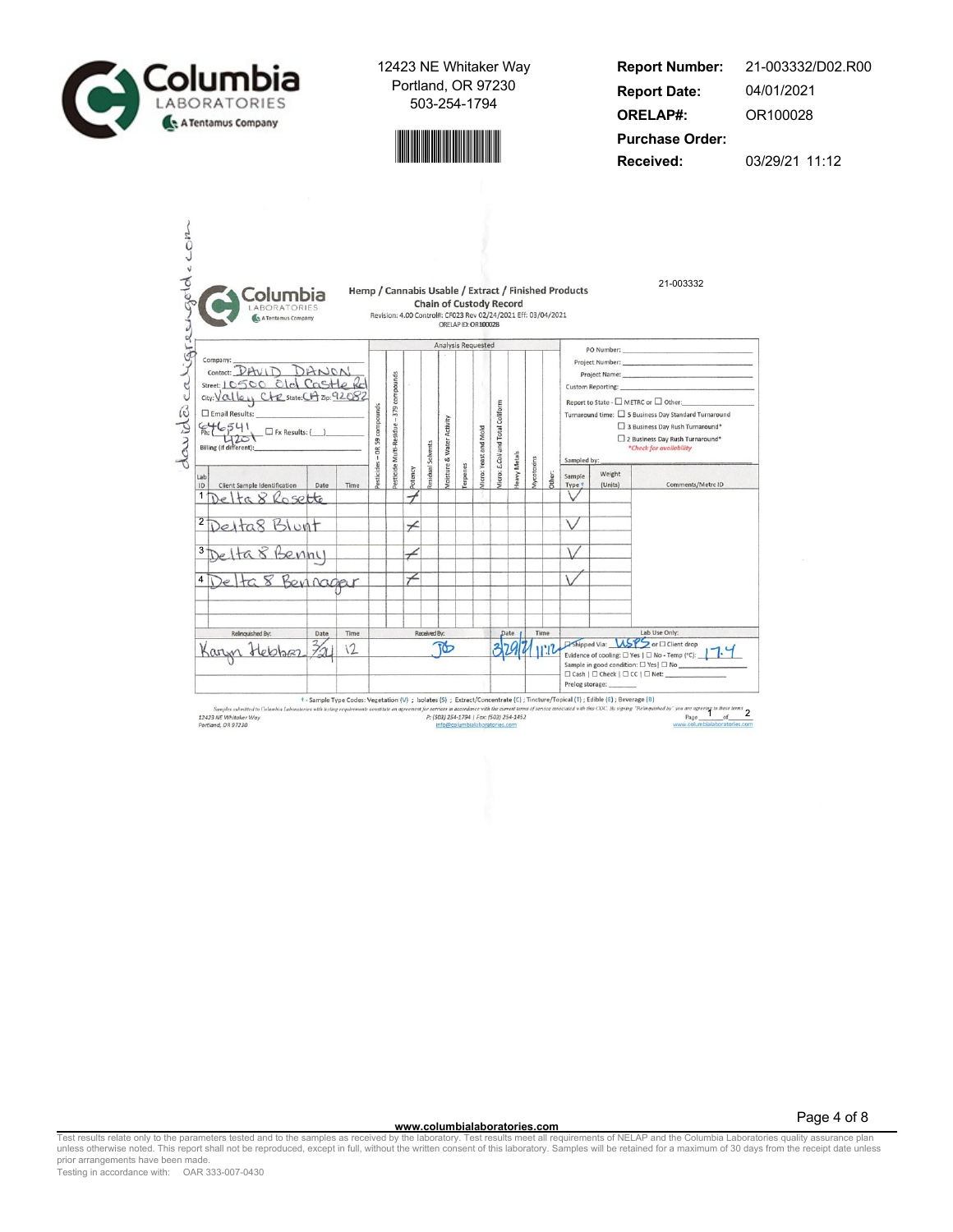12423 NE Whitaker Way
Portland, OR 97230
503-254-1794

**Report Number:** 21-003332/D02.R00
**Report Date:** 04/01/2021
**ORELAP#:** OR100028
**Purchase Order:**
**Received:** 03/29/21 11:12

21-003332

**Hemp / Cannabis Usable / Extract / Finished Products**
**Chain of Custody Record**
Revision: 4.00 Control#: CF023 Rev 02/24/2021 Eff: 03/04/2021
ORELAP ID: OR100028

davida caligreengold.com

Company:
Contact: DAVID DANON
Street: 10500 Old Castle Rd
City: Valley Ctr State: CA Zip: 92082
☐ Email Results:
Ph: 646541 4201 ☐ Fx Results:
Billing (if different):

PO Number:
Project Number:
Project Name:
Custom Reporting:
Report to State - ☐ METRC or ☐ Other:
Turnaround time: ☐ 5 Business Day Standard Turnaround
☐ 3 Business Day Rush Turnaround*
☐ 2 Business Day Rush Turnaround*
*Check for availability
Sampled by:

| Lab ID | Client Sample Identification | Date | Time | Pesticides – OR 59 compounds | Pesticide Multi-Residue – 379 compounds | Potency | Residual Solvents | Moisture & Water Activity | Terpenes | Micro: Yeast and Mold | Micro: E.Coli and Total Coliform | Heavy Metals | Mycotoxins | Other: | Sample Type† | Weight (Units) | Comments/Metrc ID |
|---|---|---|---|---|---|---|---|---|---|---|---|---|---|---|---|---|---|
| 1 | Delta 8 Rosette | | | | | ✓ | | | | | | | | | V | | |
| 2 | Delta8 Blunt | | | | | ✓ | | | | | | | | | V | | |
| 3 | Delta 8 Benny | | | | | ✓ | | | | | | | | | V | | |
| 4 | Delta 8 Bennagar | | | | | ✓ | | | | | | | | | V | | |

| Relinquished By: | Date | Time | Received By: | Date | Time |
|---|---|---|---|---|---|
| Karyn Hebbar | 3/24 | 12 | JB | 3/29/21 | 11:12 |

Lab Use Only:
☐ Shipped Via: USPS or ☐ Client drop
Evidence of cooling: ☐ Yes | ☐ No - Temp (°C): 17.4
Sample in good condition: ☐ Yes | ☐ No
☐ Cash | ☐ Check | ☐ CC | ☐ Net:
Prelog storage:

† - Sample Type Codes: Vegetation (V) ; Isolates (S) ; Extract/Concentrate (C) ; Tincture/Topical (T) ; Edible (E) ; Beverage (B)

Samples submitted to Columbia Laboratories with testing requirements constitute an agreement for services in accordance with the current terms of service associated with this COC. By signing "Relinquished by" you are agreeing to these terms.

12423 NE Whitaker Way
Portland, OR 97230

P: (503) 254-1794 | Fax: (503) 254-1452
info@columbialaboratories.com

Page 1 of 2
www.columbialaboratories.com

www.columbialaboratories.com

Test results relate only to the parameters tested and to the samples as received by the laboratory. Test results meet all requirements of NELAP and the Columbia Laboratories quality assurance plan unless otherwise noted. This report shall not be reproduced, except in full, without the written consent of this laboratory. Samples will be retained for a maximum of 30 days from the receipt date unless prior arrangements have been made.
Testing in accordance with: OAR 333-007-0430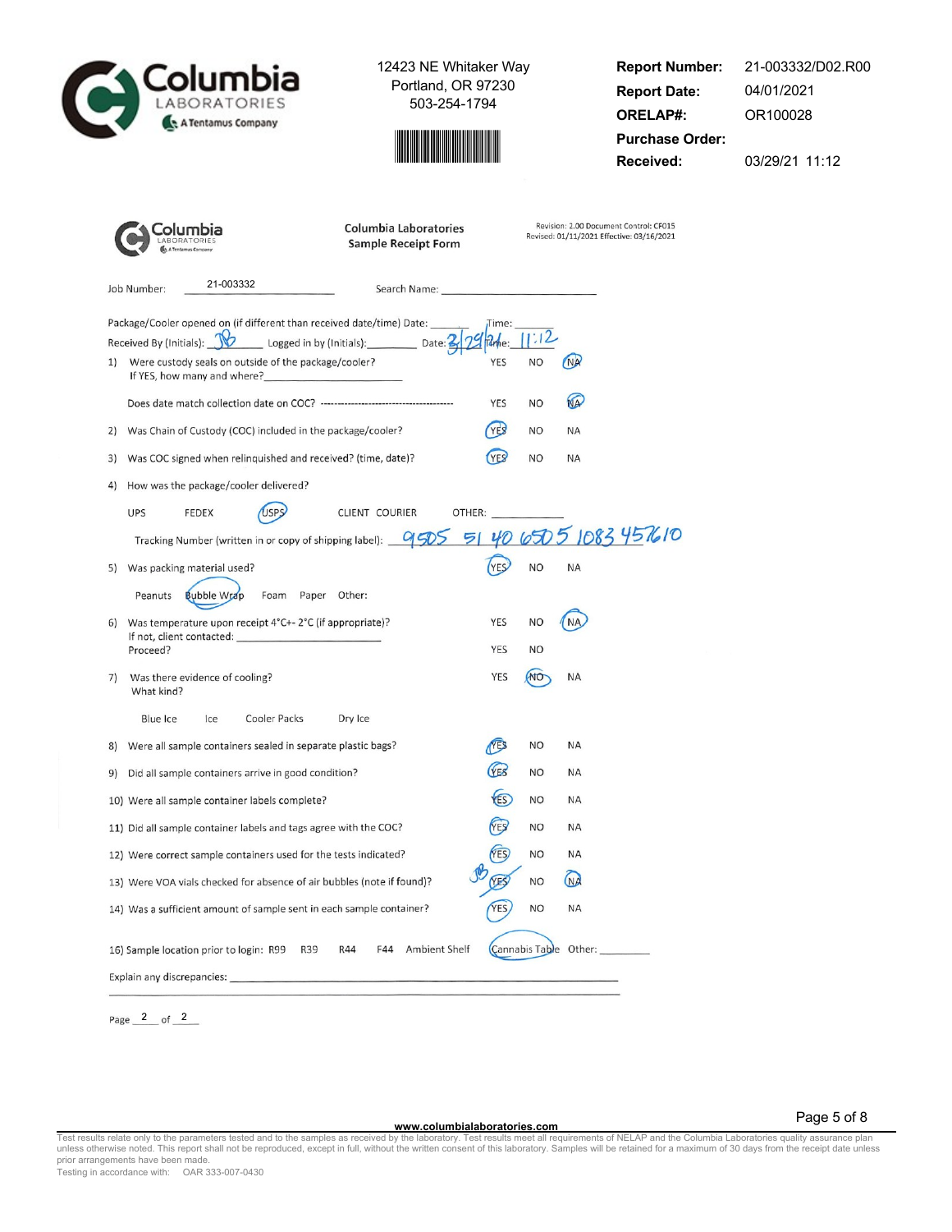Columbia Laboratories
A Tentamus Company

12423 NE Whitaker Way
Portland, OR 97230
503-254-1794

| | |
|---|---|
| **Report Number:** | 21-003332/D02.R00 |
| **Report Date:** | 04/01/2021 |
| **ORELAP#:** | OR100028 |
| **Purchase Order:** | |
| **Received:** | 03/29/21 11:12 |

## Columbia Laboratories Sample Receipt Form

Revision: 2.00 Document Control: CF015
Revised: 01/11/2021 Effective: 03/16/2021

Job Number: 21-003332 Search Name: ____________

Package/Cooler opened on (if different than received date/time) Date: ______ Time: ______

Received By (Initials): JB Logged in by (Initials): ________ Date: 3/29/21 Time: 11:12

| Question | YES | NO | NA |
|---|---|---|---|
| 1) Were custody seals on outside of the package/cooler? If YES, how many and where? ____________ | | | (NA) |
| Does date match collection date on COC? | | | (NA) |
| 2) Was Chain of Custody (COC) included in the package/cooler? | (YES) | | |
| 3) Was COC signed when relinquished and received? (time, date)? | (YES) | | |

4) How was the package/cooler delivered?

UPS FEDEX (USPS) CLIENT COURIER OTHER: ____________

Tracking Number (written in or copy of shipping label): 9505 51 40 6505 1083 457610

| Question | YES | NO | NA |
|---|---|---|---|
| 5) Was packing material used? | (YES) | | |

Peanuts (Bubble Wrap) Foam Paper Other:

| Question | YES | NO | NA |
|---|---|---|---|
| 6) Was temperature upon receipt 4°C+- 2°C (if appropriate)? If not, client contacted: ____________ | | | (NA) |
| Proceed? | | | |
| 7) Was there evidence of cooling? What kind? | | (NO) | |

Blue Ice Ice Cooler Packs Dry Ice

| Question | YES | NO | NA |
|---|---|---|---|
| 8) Were all sample containers sealed in separate plastic bags? | (YES) | | |
| 9) Did all sample containers arrive in good condition? | (YES) | | |
| 10) Were all sample container labels complete? | (YES) | | |
| 11) Did all sample container labels and tags agree with the COC? | (YES) | | |
| 12) Were correct sample containers used for the tests indicated? | (YES) | | |
| 13) Were VOA vials checked for absence of air bubbles (note if found)? | ~~(YES)~~ JB | | (NA) |
| 14) Was a sufficient amount of sample sent in each sample container? | (YES) | | |

16) Sample location prior to login: R99 R39 R44 F44 Ambient Shelf (Cannabis Table) Other: ________

Explain any discrepancies: ____________________________________________

Page 2 of 2

www.columbialaboratories.com

Test results relate only to the parameters tested and to the samples as received by the laboratory. Test results meet all requirements of NELAP and the Columbia Laboratories quality assurance plan unless otherwise noted. This report shall not be reproduced, except in full, without the written consent of this laboratory. Samples will be retained for a maximum of 30 days from the receipt date unless prior arrangements have been made.
Testing in accordance with: OAR 333-007-0430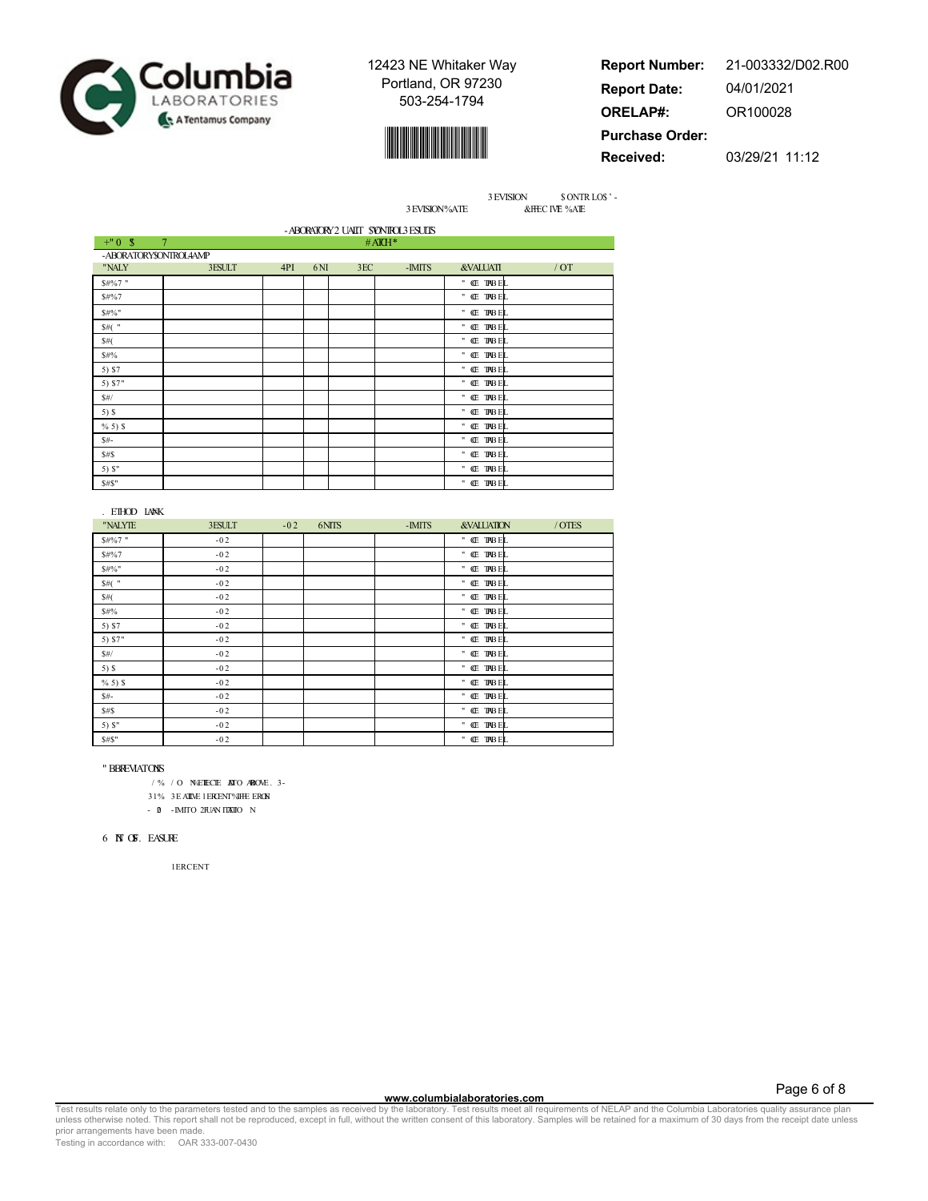3 EVISION $ ONTR LO$ ' -
3 EVISION %ATE &FFEC IVE %ATE

-ABORATORY 2 UALIT $YONTROL 3 ESULTS

| +" 0 $ 7 | | | | # ATCH * | | | |
|---|---|---|---|---|---|---|---|
| -ABORATORY $ONTROL 4AMP | | | | | | | |
| "NALY | 3ESULT | 4PI | 6NI | 3EC | -IMITS | &VALUATI | / OT |
| $#%7 " | | | | | | " CE TAB EL | |
| $#%7 | | | | | | " CE TAB EL | |
| $#%" | | | | | | " CE TAB EL | |
| $#( " | | | | | | " CE TAB EL | |
| $#( | | | | | | " CE TAB EL | |
| $#% | | | | | | " CE TAB EL | |
| 5) $7 | | | | | | " CE TAB EL | |
| 5) $7" | | | | | | " CE TAB EL | |
| $#/ | | | | | | " CE TAB EL | |
| 5) $ | | | | | | " CE TAB EL | |
| % 5) $ | | | | | | " CE TAB EL | |
| $#- | | | | | | " CE TAB EL | |
| $#$ | | | | | | " CE TAB EL | |
| 5) $" | | | | | | " CE TAB EL | |
| $#$" | | | | | | " CE TAB EL | |

. ETHOD LANK

| "NALYTE | 3ESULT | -0 2 | 6NITS | -IMITS | &VALUATION | / OTES |
|---|---|---|---|---|---|---|
| $#%7 " | -0 2 | | | | " CE TAB EL | |
| $#%7 | -0 2 | | | | " CE TAB EL | |
| $#%" | -0 2 | | | | " CE TAB EL | |
| $#( " | -0 2 | | | | " CE TAB EL | |
| $#( | -0 2 | | | | " CE TAB EL | |
| $#% | -0 2 | | | | " CE TAB EL | |
| 5) $7 | -0 2 | | | | " CE TAB EL | |
| 5) $7" | -0 2 | | | | " CE TAB EL | |
| $#/ | -0 2 | | | | " CE TAB EL | |
| 5) $ | -0 2 | | | | " CE TAB EL | |
| % 5) $ | -0 2 | | | | " CE TAB EL | |
| $#- | -0 2 | | | | " CE TAB EL | |
| $#$ | -0 2 | | | | " CE TAB EL | |
| 5) $" | -0 2 | | | | " CE TAB EL | |
| $#$" | -0 2 | | | | " CE TAB EL | |

" BBREVIATONS

/ % / O NETECTE ATO ABOVE . 3-
31% 3E ATIVE 1 ERCENT%IFFE ERON
- 0 - IMITO 2UAN ITATIO N

6 NT OF . EASURE

1ERCENT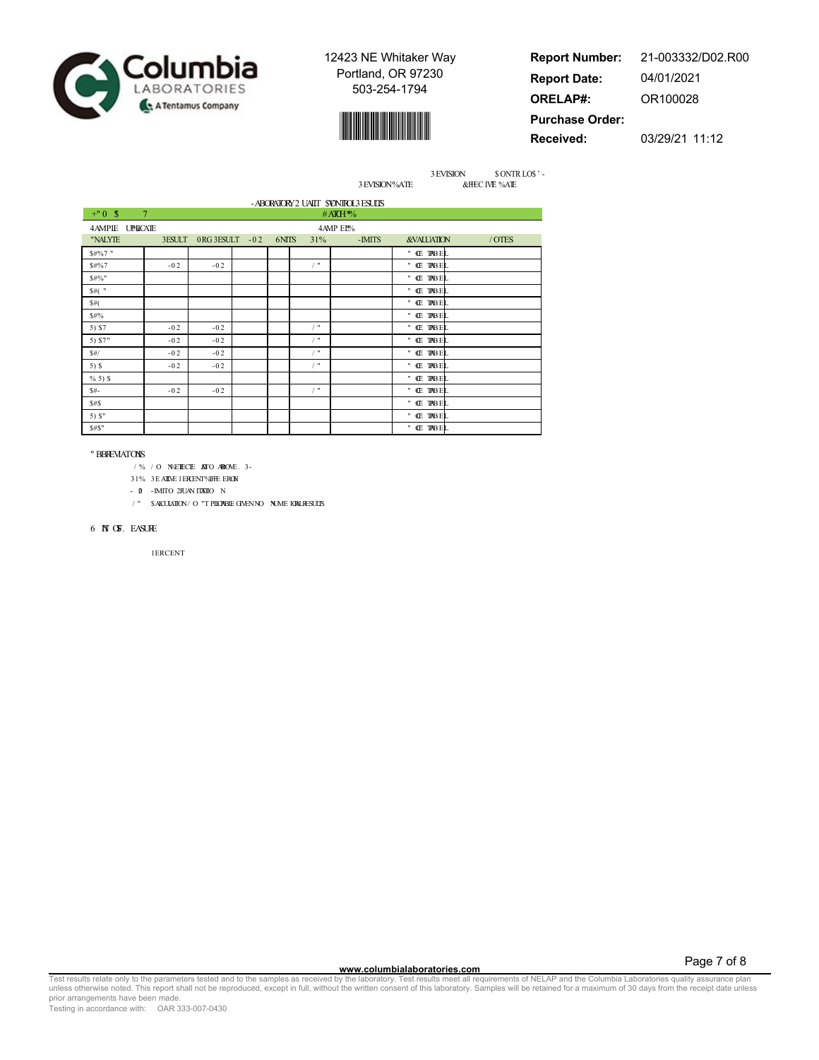3 EVISION $ ONTR LO$ ' -

3 EVISION%ATE &FFEC IVE %ATE

- ABORATORY 2 UALIT $YONTROL3 ESULTS

| +" 0 $ 7 | | | | | # ATCH *% | | | |
|---|---|---|---|---|---|---|---|---|
| 4 AMPLE UPLICATE | | | | | 4 AMP LE*% | | | |
| "NALYTE | 3ESULT | 0RG 3ESULT | -0 2 | 6NITS | 31% | -IMITS | &VALUATION | / OTES |
| $#%7 " | | | | | | | " CE TABEL | |
| $#%7 | -0 2 | -0 2 | | | / " | | " CE TABEL | |
| $#%" | | | | | | | " CE TABEL | |
| $#( " | | | | | | | " CE TABEL | |
| $#( | | | | | | | " CE TABEL | |
| $#% | | | | | | | " CE TABEL | |
| 5) $7 | -0 2 | -0 2 | | | / " | | " CE TABEL | |
| 5) $7" | -0 2 | -0 2 | | | / " | | " CE TABEL | |
| $#/ | -0 2 | -0 2 | | | / " | | " CE TABEL | |
| 5) $ | -0 2 | -0 2 | | | / " | | " CE TABEL | |
| % 5) $ | | | | | | | " CE TABEL | |
| $#- | -0 2 | -0 2 | | | / " | | " CE TABEL | |
| $#$ | | | | | | | " CE TABEL | |
| 5) $" | | | | | | | " CE TABEL | |
| $#$" | | | | | | | " CE TABEL | |

" BBREVIATONS

/ % / O NAETECTE ATO ABOVE . 3-

31% 3 E ATIVE 1 ERCENT%IFFE ERON

- 0 - IMITO 2 UAN ITATIO N

/ " $ ALCULATION / O "T PLICABLE GIVEN NO NUME ICAL RESULTS

6 NT OF . EASURE

1 ERCENT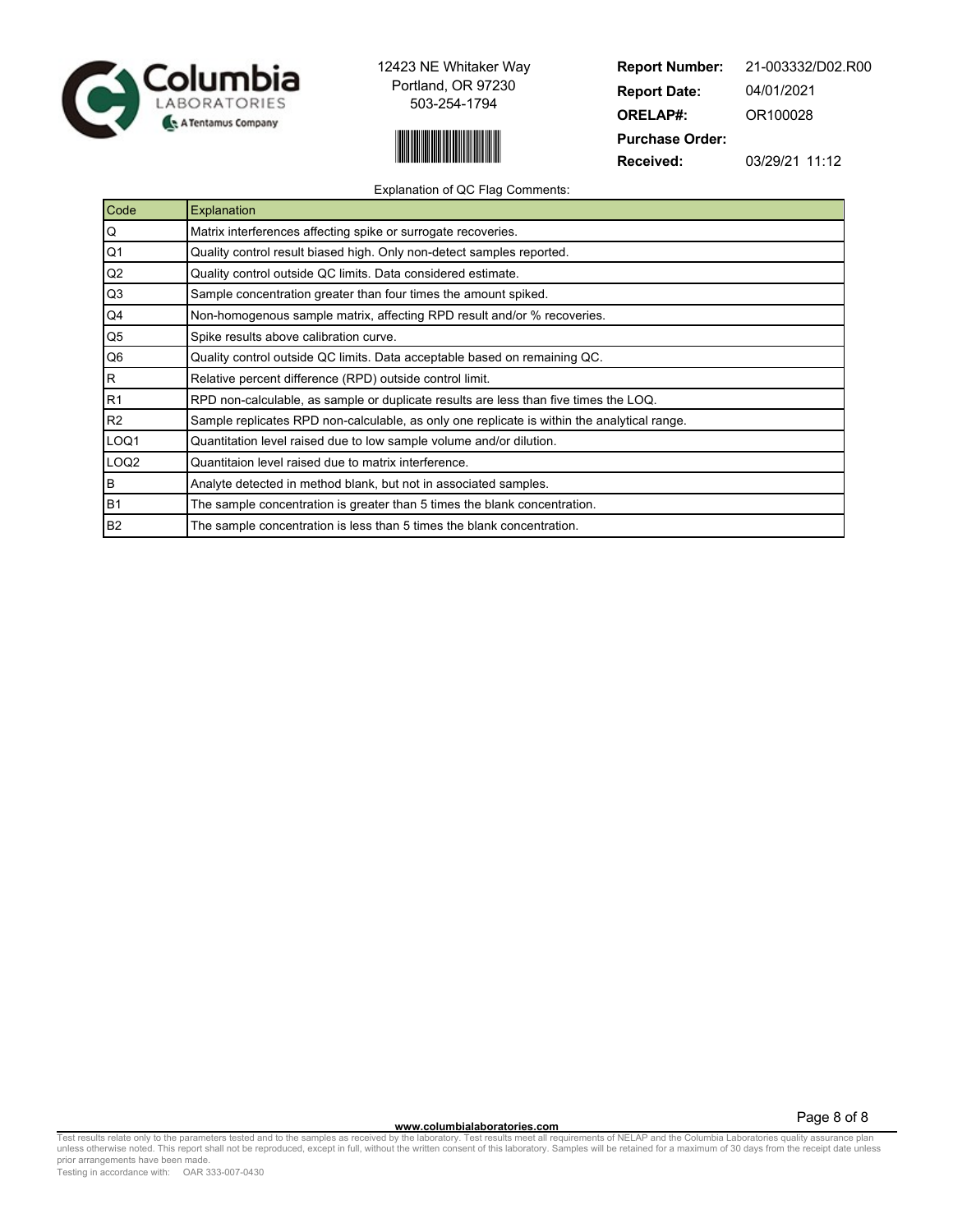Columbia Laboratories
A Tentamus Company

12423 NE Whitaker Way
Portland, OR 97230
503-254-1794

**Report Number:** 21-003332/D02.R00
**Report Date:** 04/01/2021
**ORELAP#:** OR100028
**Purchase Order:**
**Received:** 03/29/21 11:12

Explanation of QC Flag Comments:

| Code | Explanation |
| --- | --- |
| Q | Matrix interferences affecting spike or surrogate recoveries. |
| Q1 | Quality control result biased high. Only non-detect samples reported. |
| Q2 | Quality control outside QC limits. Data considered estimate. |
| Q3 | Sample concentration greater than four times the amount spiked. |
| Q4 | Non-homogenous sample matrix, affecting RPD result and/or % recoveries. |
| Q5 | Spike results above calibration curve. |
| Q6 | Quality control outside QC limits. Data acceptable based on remaining QC. |
| R | Relative percent difference (RPD) outside control limit. |
| R1 | RPD non-calculable, as sample or duplicate results are less than five times the LOQ. |
| R2 | Sample replicates RPD non-calculable, as only one replicate is within the analytical range. |
| LOQ1 | Quantitation level raised due to low sample volume and/or dilution. |
| LOQ2 | Quantitaion level raised due to matrix interference. |
| B | Analyte detected in method blank, but not in associated samples. |
| B1 | The sample concentration is greater than 5 times the blank concentration. |
| B2 | The sample concentration is less than 5 times the blank concentration. |

www.columbialaboratories.com

Test results relate only to the parameters tested and to the samples as received by the laboratory. Test results meet all requirements of NELAP and the Columbia Laboratories quality assurance plan unless otherwise noted. This report shall not be reproduced, except in full, without the written consent of this laboratory. Samples will be retained for a maximum of 30 days from the receipt date unless prior arrangements have been made.
Testing in accordance with: OAR 333-007-0430